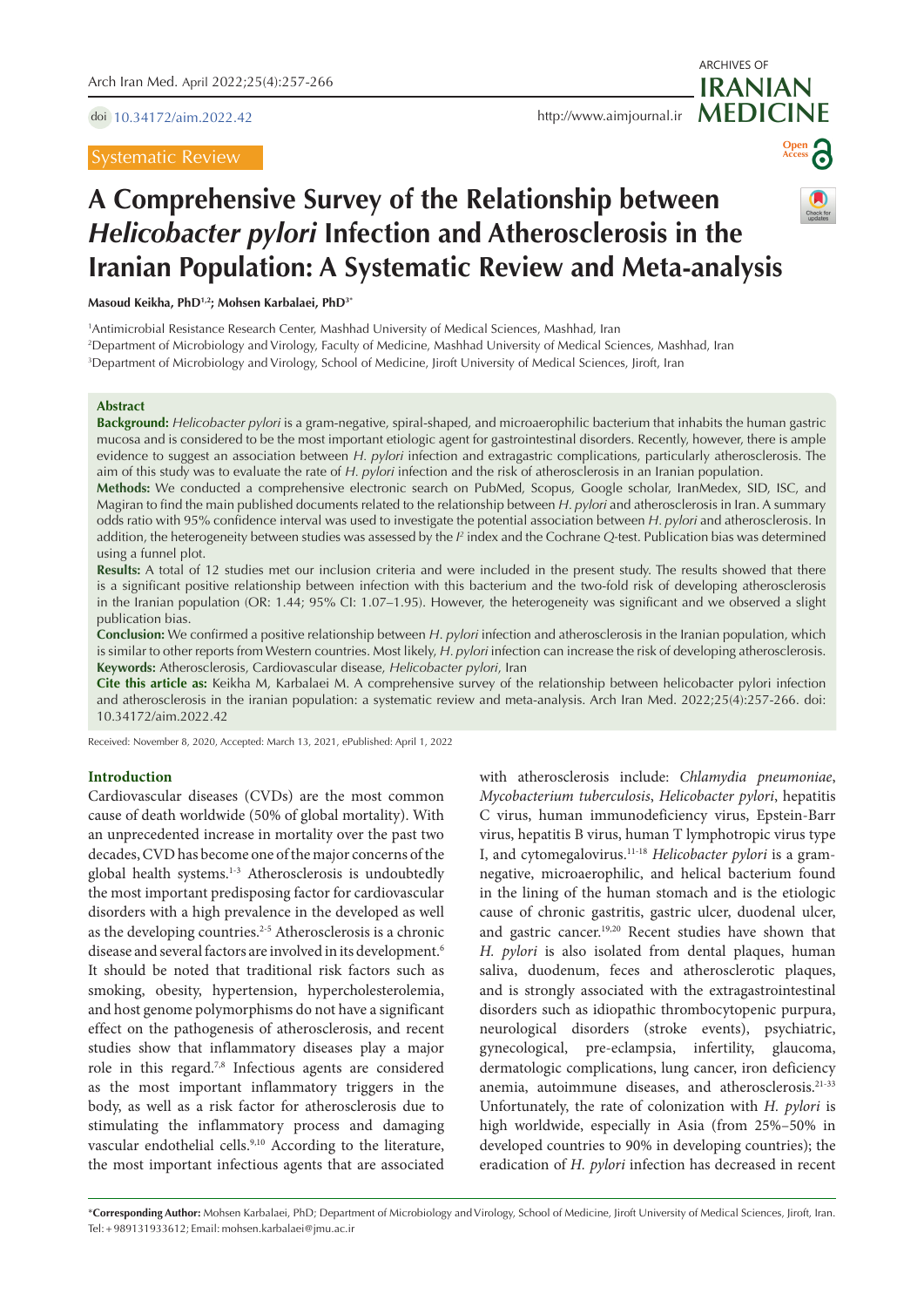Systematic Review

# A Comprehensive Survey of the Relationship between *Helicobacter pylori* Infection and Atherosclerosis in the Iranian Population: A Systematic Review and Meta-analysis

**Masoud Keikha, PhD[1,2]; Mohsen Karbalaei, PhD[3*]**

[1]Antimicrobial Resistance Research Center, Mashhad University of Medical Sciences, Mashhad, Iran
[2]Department of Microbiology and Virology, Faculty of Medicine, Mashhad University of Medical Sciences, Mashhad, Iran
[3]Department of Microbiology and Virology, School of Medicine, Jiroft University of Medical Sciences, Jiroft, Iran

## Abstract

**Background:** *Helicobacter pylori* is a gram-negative, spiral-shaped, and microaerophilic bacterium that inhabits the human gastric mucosa and is considered to be the most important etiologic agent for gastrointestinal disorders. Recently, however, there is ample evidence to suggest an association between *H. pylori* infection and extragastric complications, particularly atherosclerosis. The aim of this study was to evaluate the rate of *H. pylori* infection and the risk of atherosclerosis in an Iranian population.

**Methods:** We conducted a comprehensive electronic search on PubMed, Scopus, Google scholar, IranMedex, SID, ISC, and Magiran to find the main published documents related to the relationship between *H. pylori* and atherosclerosis in Iran. A summary odds ratio with 95% confidence interval was used to investigate the potential association between *H. pylori* and atherosclerosis. In addition, the heterogeneity between studies was assessed by the $I^2$ index and the Cochrane *Q*-test. Publication bias was determined using a funnel plot.

**Results:** A total of 12 studies met our inclusion criteria and were included in the present study. The results showed that there is a significant positive relationship between infection with this bacterium and the two-fold risk of developing atherosclerosis in the Iranian population (OR: 1.44; 95% CI: 1.07–1.95). However, the heterogeneity was significant and we observed a slight publication bias.

**Conclusion:** We confirmed a positive relationship between *H. pylori* infection and atherosclerosis in the Iranian population, which is similar to other reports from Western countries. Most likely, *H. pylori* infection can increase the risk of developing atherosclerosis.

**Keywords:** Atherosclerosis, Cardiovascular disease, *Helicobacter pylori*, Iran

**Cite this article as:** Keikha M, Karbalaei M. A comprehensive survey of the relationship between helicobacter pylori infection and atherosclerosis in the iranian population: a systematic review and meta-analysis. Arch Iran Med. 2022;25(4):257-266. doi: 10.34172/aim.2022.42

Received: November 8, 2020, Accepted: March 13, 2021, ePublished: April 1, 2022

## Introduction

Cardiovascular diseases (CVDs) are the most common cause of death worldwide (50% of global mortality). With an unprecedented increase in mortality over the past two decades, CVD has become one of the major concerns of the global health systems.[1-3] Atherosclerosis is undoubtedly the most important predisposing factor for cardiovascular disorders with a high prevalence in the developed as well as the developing countries.[2-5] Atherosclerosis is a chronic disease and several factors are involved in its development.[6] It should be noted that traditional risk factors such as smoking, obesity, hypertension, hypercholesterolemia, and host genome polymorphisms do not have a significant effect on the pathogenesis of atherosclerosis, and recent studies show that inflammatory diseases play a major role in this regard.[7,8] Infectious agents are considered as the most important inflammatory triggers in the body, as well as a risk factor for atherosclerosis due to stimulating the inflammatory process and damaging vascular endothelial cells.[9,10] According to the literature, the most important infectious agents that are associated with atherosclerosis include: *Chlamydia pneumoniae*, *Mycobacterium tuberculosis*, *Helicobacter pylori*, hepatitis C virus, human immunodeficiency virus, Epstein-Barr virus, hepatitis B virus, human T lymphotropic virus type I, and cytomegalovirus.[11-18] *Helicobacter pylori* is a gram-negative, microaerophilic, and helical bacterium found in the lining of the human stomach and is the etiologic cause of chronic gastritis, gastric ulcer, duodenal ulcer, and gastric cancer.[19,20] Recent studies have shown that *H. pylori* is also isolated from dental plaques, human saliva, duodenum, feces and atherosclerotic plaques, and is strongly associated with the extragastrointestinal disorders such as idiopathic thrombocytopenic purpura, neurological disorders (stroke events), psychiatric, gynecological, pre-eclampsia, infertility, glaucoma, dermatologic complications, lung cancer, iron deficiency anemia, autoimmune diseases, and atherosclerosis.[21-33] Unfortunately, the rate of colonization with *H. pylori* is high worldwide, especially in Asia (from 25%–50% in developed countries to 90% in developing countries); the eradication of *H. pylori* infection has decreased in recent

\*Corresponding Author: Mohsen Karbalaei, PhD; Department of Microbiology and Virology, School of Medicine, Jiroft University of Medical Sciences, Jiroft, Iran. Tel: +989131933612; Email: mohsen.karbalaei@jmu.ac.ir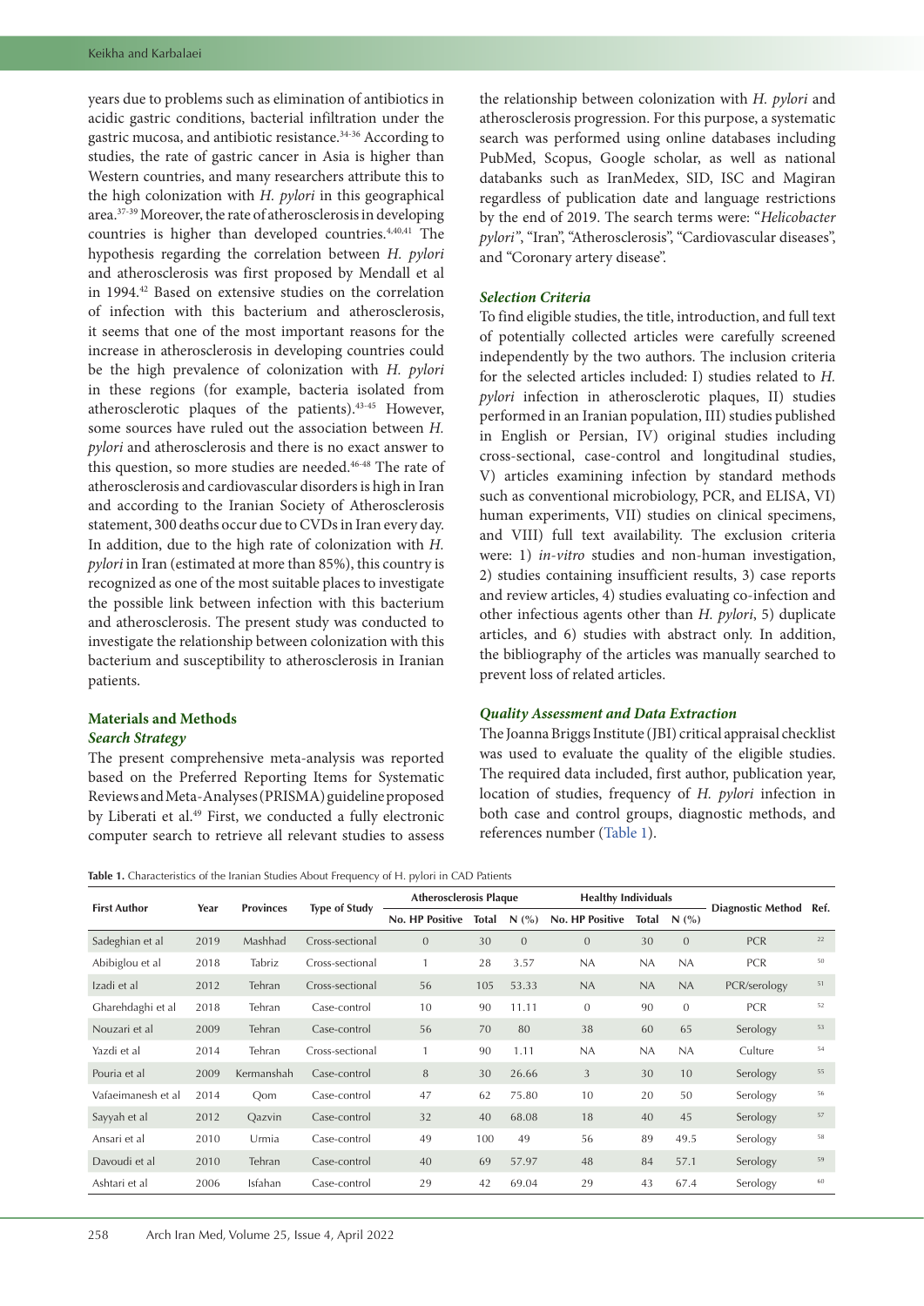years due to problems such as elimination of antibiotics in acidic gastric conditions, bacterial infiltration under the gastric mucosa, and antibiotic resistance.[34-36] According to studies, the rate of gastric cancer in Asia is higher than Western countries, and many researchers attribute this to the high colonization with *H. pylori* in this geographical area.[37-39] Moreover, the rate of atherosclerosis in developing countries is higher than developed countries.[4,40,41] The hypothesis regarding the correlation between *H. pylori* and atherosclerosis was first proposed by Mendall et al in 1994.[42] Based on extensive studies on the correlation of infection with this bacterium and atherosclerosis, it seems that one of the most important reasons for the increase in atherosclerosis in developing countries could be the high prevalence of colonization with *H. pylori* in these regions (for example, bacteria isolated from atherosclerotic plaques of the patients).[43-45] However, some sources have ruled out the association between *H. pylori* and atherosclerosis and there is no exact answer to this question, so more studies are needed.[46-48] The rate of atherosclerosis and cardiovascular disorders is high in Iran and according to the Iranian Society of Atherosclerosis statement, 300 deaths occur due to CVDs in Iran every day. In addition, due to the high rate of colonization with *H. pylori* in Iran (estimated at more than 85%), this country is recognized as one of the most suitable places to investigate the possible link between infection with this bacterium and atherosclerosis. The present study was conducted to investigate the relationship between colonization with this bacterium and susceptibility to atherosclerosis in Iranian patients.

## Materials and Methods

### *Search Strategy*

The present comprehensive meta-analysis was reported based on the Preferred Reporting Items for Systematic Reviews and Meta-Analyses (PRISMA) guideline proposed by Liberati et al.[49] First, we conducted a fully electronic computer search to retrieve all relevant studies to assess the relationship between colonization with *H. pylori* and atherosclerosis progression. For this purpose, a systematic search was performed using online databases including PubMed, Scopus, Google scholar, as well as national databanks such as IranMedex, SID, ISC and Magiran regardless of publication date and language restrictions by the end of 2019. The search terms were: "*Helicobacter pylori*", "Iran", "Atherosclerosis", "Cardiovascular diseases", and "Coronary artery disease".

### *Selection Criteria*

To find eligible studies, the title, introduction, and full text of potentially collected articles were carefully screened independently by the two authors. The inclusion criteria for the selected articles included: I) studies related to *H. pylori* infection in atherosclerotic plaques, II) studies performed in an Iranian population, III) studies published in English or Persian, IV) original studies including cross-sectional, case-control and longitudinal studies, V) articles examining infection by standard methods such as conventional microbiology, PCR, and ELISA, VI) human experiments, VII) studies on clinical specimens, and VIII) full text availability. The exclusion criteria were: 1) *in-vitro* studies and non-human investigation, 2) studies containing insufficient results, 3) case reports and review articles, 4) studies evaluating co-infection and other infectious agents other than *H. pylori*, 5) duplicate articles, and 6) studies with abstract only. In addition, the bibliography of the articles was manually searched to prevent loss of related articles.

### *Quality Assessment and Data Extraction*

The Joanna Briggs Institute (JBI) critical appraisal checklist was used to evaluate the quality of the eligible studies. The required data included, first author, publication year, location of studies, frequency of *H. pylori* infection in both case and control groups, diagnostic methods, and references number (Table 1).

**Table 1.** Characteristics of the Iranian Studies About Frequency of H. pylori in CAD Patients

| First Author | Year | Provinces | Type of Study | Atherosclerosis Plaque | | | Healthy Individuals | | | Diagnostic Method | Ref. |
|---|---|---|---|---|---|---|---|---|---|---|---|
| | | | | No. HP Positive | Total | N (%) | No. HP Positive | Total | N (%) | | |
| Sadeghian et al | 2019 | Mashhad | Cross-sectional | 0 | 30 | 0 | 0 | 30 | 0 | PCR | 22 |
| Abibiglou et al | 2018 | Tabriz | Cross-sectional | 1 | 28 | 3.57 | NA | NA | NA | PCR | 50 |
| Izadi et al | 2012 | Tehran | Cross-sectional | 56 | 105 | 53.33 | NA | NA | NA | PCR/serology | 51 |
| Gharehdaghi et al | 2018 | Tehran | Case-control | 10 | 90 | 11.11 | 0 | 90 | 0 | PCR | 52 |
| Nouzari et al | 2009 | Tehran | Case-control | 56 | 70 | 80 | 38 | 60 | 65 | Serology | 53 |
| Yazdi et al | 2014 | Tehran | Cross-sectional | 1 | 90 | 1.11 | NA | NA | NA | Culture | 54 |
| Pouria et al | 2009 | Kermanshah | Case-control | 8 | 30 | 26.66 | 3 | 30 | 10 | Serology | 55 |
| Vafaeimanesh et al | 2014 | Qom | Case-control | 47 | 62 | 75.80 | 10 | 20 | 50 | Serology | 56 |
| Sayyah et al | 2012 | Qazvin | Case-control | 32 | 40 | 68.08 | 18 | 40 | 45 | Serology | 57 |
| Ansari et al | 2010 | Urmia | Case-control | 49 | 100 | 49 | 56 | 89 | 49.5 | Serology | 58 |
| Davoudi et al | 2010 | Tehran | Case-control | 40 | 69 | 57.97 | 48 | 84 | 57.1 | Serology | 59 |
| Ashtari et al | 2006 | Isfahan | Case-control | 29 | 42 | 69.04 | 29 | 43 | 67.4 | Serology | 60 |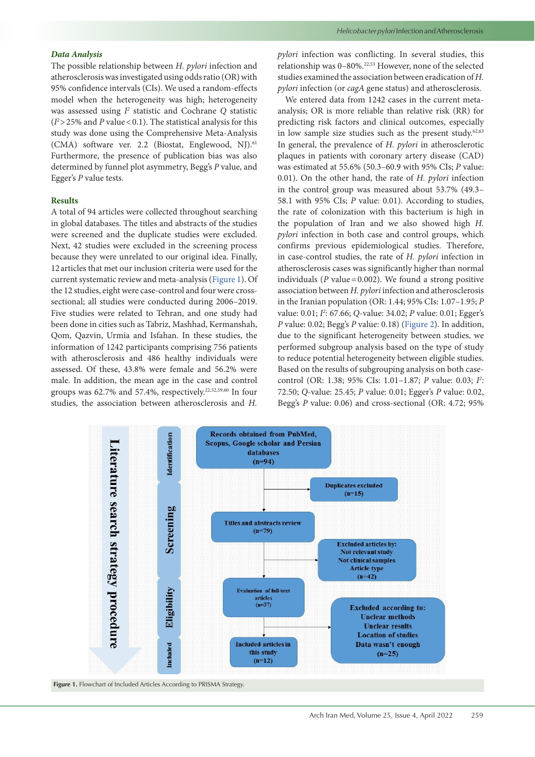### Data Analysis

The possible relationship between *H. pylori* infection and atherosclerosis was investigated using odds ratio (OR) with 95% confidence intervals (CIs). We used a random-effects model when the heterogeneity was high; heterogeneity was assessed using $I^2$ statistic and Cochrane *Q* statistic ($I^2 > 25\%$ and *P* value < 0.1). The statistical analysis for this study was done using the Comprehensive Meta-Analysis (CMA) software ver. 2.2 (Biostat, Englewood, NJ).[61] Furthermore, the presence of publication bias was also determined by funnel plot asymmetry, Begg's *P* value, and Egger's *P* value tests.

### Results

A total of 94 articles were collected throughout searching in global databases. The titles and abstracts of the studies were screened and the duplicate studies were excluded. Next, 42 studies were excluded in the screening process because they were unrelated to our original idea. Finally, 12 articles that met our inclusion criteria were used for the current systematic review and meta-analysis (Figure 1). Of the 12 studies, eight were case-control and four were cross-sectional; all studies were conducted during 2006–2019. Five studies were related to Tehran, and one study had been done in cities such as Tabriz, Mashhad, Kermanshah, Qom, Qazvin, Urmia and Isfahan. In these studies, the information of 1242 participants comprising 756 patients with atherosclerosis and 486 healthy individuals were assessed. Of these, 43.8% were female and 56.2% were male. In addition, the mean age in the case and control groups was 62.7% and 57.4%, respectively.[22,52,59,60] In four studies, the association between atherosclerosis and *H. pylori* infection was conflicting. In several studies, this relationship was 0–80%.[22,53] However, none of the selected studies examined the association between eradication of *H. pylori* infection (or *cagA* gene status) and atherosclerosis.

We entered data from 1242 cases in the current meta-analysis; OR is more reliable than relative risk (RR) for predicting risk factors and clinical outcomes, especially in low sample size studies such as the present study.[62,63] In general, the prevalence of *H. pylori* in atherosclerotic plaques in patients with coronary artery disease (CAD) was estimated at 55.6% (50.3–60.9 with 95% CIs; *P* value: 0.01). On the other hand, the rate of *H. pylori* infection in the control group was measured about 53.7% (49.3–58.1 with 95% CIs; *P* value: 0.01). According to studies, the rate of colonization with this bacterium is high in the population of Iran and we also showed high *H. pylori* infection in both case and control groups, which confirms previous epidemiological studies. Therefore, in case-control studies, the rate of *H. pylori* infection in atherosclerosis cases was significantly higher than normal individuals (*P* value = 0.002). We found a strong positive association between *H. pylori* infection and atherosclerosis in the Iranian population (OR: 1.44; 95% CIs: 1.07–1.95; *P* value: 0.01; $I^2$: 67.66; *Q*-value: 34.02; *P* value: 0.01; Egger's *P* value: 0.02; Begg's *P* value: 0.18) (Figure 2). In addition, due to the significant heterogeneity between studies, we performed subgroup analysis based on the type of study to reduce potential heterogeneity between eligible studies. Based on the results of subgrouping analysis on both case-control (OR: 1.38; 95% CIs: 1.01–1.87; *P* value: 0.03; $I^2$: 72.50; *Q*-value: 25.45; *P* value: 0.01; Egger's *P* value: 0.02, Begg's *P* value: 0.06) and cross-sectional (OR: 4.72; 95%

Literature search strategy procedure

- Identification: Records obtained from PubMed, Scopus, Google scholar and Persian databases (n=94)
  - Duplicates excluded (n=15)
- Screening: Titles and abstracts review (n=79)
  - Excluded articles by: Not relevant study; Not clinical samples; Article type (n=42)
- Eligibility: Evaluation of full-text articles (n=37)
  - Excluded according to: Unclear methods; Unclear results; Location of studies; Data wasn't enough (n=25)
- Included: Included articles in this study (n=12)

**Figure 1.** Flowchart of Included Articles According to PRISMA Strategy.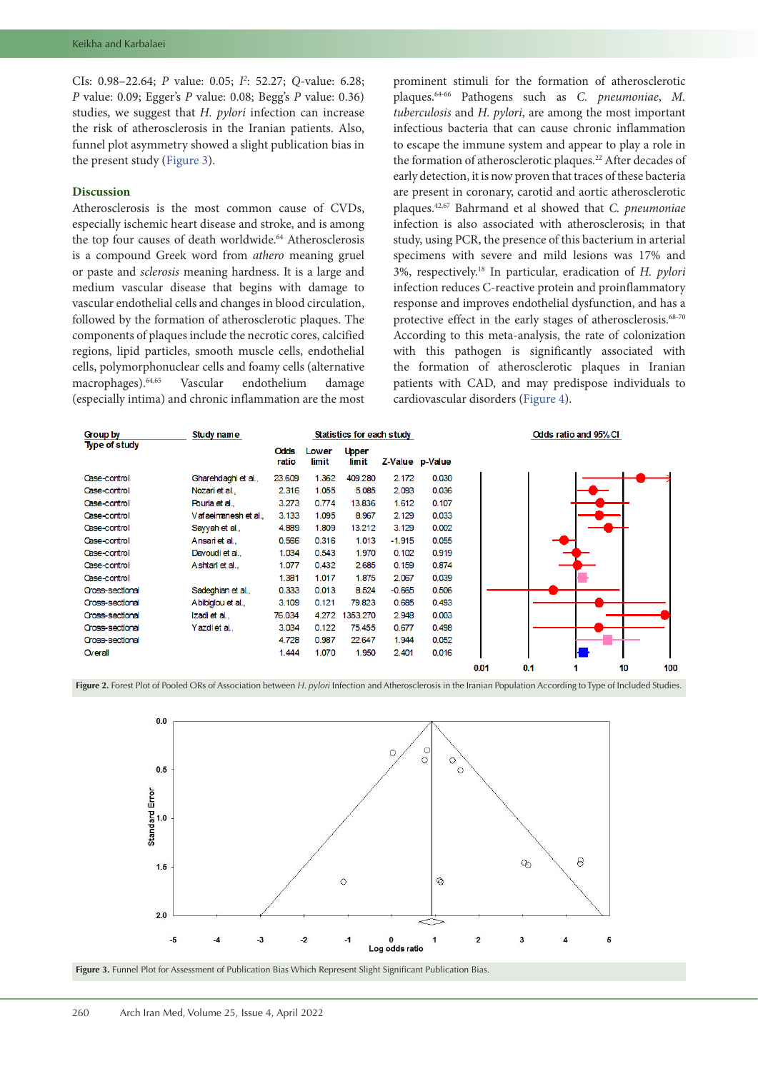CIs: 0.98–22.64; *P* value: 0.05; $I^2$: 52.27; *Q*-value: 6.28; *P* value: 0.09; Egger's *P* value: 0.08; Begg's *P* value: 0.36) studies, we suggest that *H. pylori* infection can increase the risk of atherosclerosis in the Iranian patients. Also, funnel plot asymmetry showed a slight publication bias in the present study (Figure 3).

## Discussion

Atherosclerosis is the most common cause of CVDs, especially ischemic heart disease and stroke, and is among the top four causes of death worldwide.[64] Atherosclerosis is a compound Greek word from *athero* meaning gruel or paste and *sclerosis* meaning hardness. It is a large and medium vascular disease that begins with damage to vascular endothelial cells and changes in blood circulation, followed by the formation of atherosclerotic plaques. The components of plaques include the necrotic cores, calcified regions, lipid particles, smooth muscle cells, endothelial cells, polymorphonuclear cells and foamy cells (alternative macrophages).[64,65] Vascular endothelium damage (especially intima) and chronic inflammation are the most prominent stimuli for the formation of atherosclerotic plaques.[64-66] Pathogens such as *C. pneumoniae*, *M. tuberculosis* and *H. pylori*, are among the most important infectious bacteria that can cause chronic inflammation to escape the immune system and appear to play a role in the formation of atherosclerotic plaques.[22] After decades of early detection, it is now proven that traces of these bacteria are present in coronary, carotid and aortic atherosclerotic plaques.[42,67] Bahrmand et al showed that *C. pneumoniae* infection is also associated with atherosclerosis; in that study, using PCR, the presence of this bacterium in arterial specimens with severe and mild lesions was 17% and 3%, respectively.[18] In particular, eradication of *H. pylori* infection reduces C-reactive protein and proinflammatory response and improves endothelial dysfunction, and has a protective effect in the early stages of atherosclerosis.[68-70] According to this meta-analysis, the rate of colonization with this pathogen is significantly associated with the formation of atherosclerotic plaques in Iranian patients with CAD, and may predispose individuals to cardiovascular disorders (Figure 4).

| Group by Type of study | Study name | Odds ratio | Lower limit | Upper limit | Z-Value | p-Value |
|---|---|---|---|---|---|---|
| Case-control | Gharehdaghi et al., | 23.609 | 1.362 | 409.280 | 2.172 | 0.030 |
| Case-control | Nozari et al., | 2.316 | 1.055 | 5.085 | 2.093 | 0.036 |
| Case-control | Pouria et al., | 3.273 | 0.774 | 13.836 | 1.612 | 0.107 |
| Case-control | Vafaeimanesh et al., | 3.133 | 1.095 | 8.967 | 2.129 | 0.033 |
| Case-control | Sayyah et al., | 4.889 | 1.809 | 13.212 | 3.129 | 0.002 |
| Case-control | Ansari et al., | 0.566 | 0.316 | 1.013 | -1.915 | 0.055 |
| Case-control | Davoudi et al., | 1.034 | 0.543 | 1.970 | 0.102 | 0.919 |
| Case-control | Ashtari et al., | 1.077 | 0.432 | 2.685 | 0.159 | 0.874 |
| Case-control | | 1.381 | 1.017 | 1.875 | 2.067 | 0.039 |
| Cross-sectional | Sadeghian et al., | 0.333 | 0.013 | 8.524 | -0.665 | 0.506 |
| Cross-sectional | Abibiglou et al., | 3.109 | 0.121 | 79.823 | 0.685 | 0.493 |
| Cross-sectional | Izadi et al., | 76.034 | 4.272 | 1353.270 | 2.948 | 0.003 |
| Cross-sectional | Yazdi et al., | 3.034 | 0.122 | 75.455 | 0.677 | 0.498 |
| Cross-sectional | | 4.728 | 0.987 | 22.647 | 1.944 | 0.052 |
| Overall | | 1.444 | 1.070 | 1.950 | 2.401 | 0.016 |

**Figure 2.** Forest Plot of Pooled ORs of Association between *H. pylori* Infection and Atherosclerosis in the Iranian Population According to Type of Included Studies.

**Figure 3.** Funnel Plot for Assessment of Publication Bias Which Represent Slight Significant Publication Bias.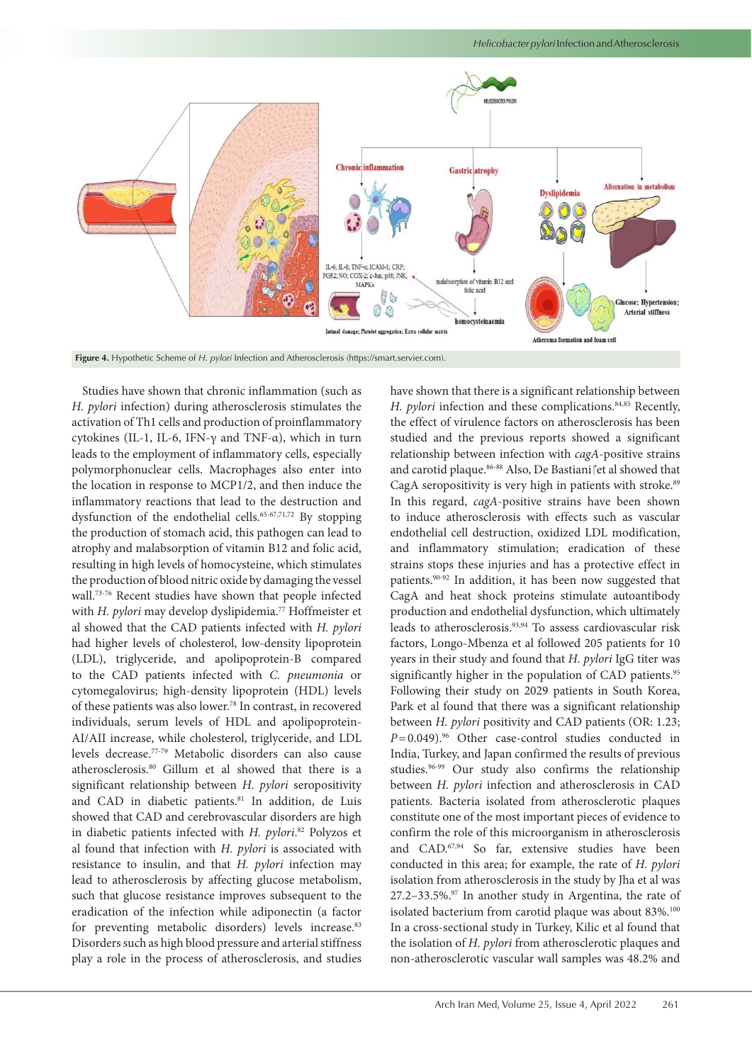Figure 4. Hypothetic Scheme of *H. pylori* Infection and Atherosclerosis (https://smart.servier.com).

Studies have shown that chronic inflammation (such as *H. pylori* infection) during atherosclerosis stimulates the activation of Th1 cells and production of proinflammatory cytokines (IL-1, IL-6, IFN-γ and TNF-α), which in turn leads to the employment of inflammatory cells, especially polymorphonuclear cells. Macrophages also enter into the location in response to MCP1/2, and then induce the inflammatory reactions that lead to the destruction and dysfunction of the endothelial cells.[65-67,71,72] By stopping the production of stomach acid, this pathogen can lead to atrophy and malabsorption of vitamin B12 and folic acid, resulting in high levels of homocysteine, which stimulates the production of blood nitric oxide by damaging the vessel wall.[73-76] Recent studies have shown that people infected with *H. pylori* may develop dyslipidemia.[77] Hoffmeister et al showed that the CAD patients infected with *H. pylori* had higher levels of cholesterol, low-density lipoprotein (LDL), triglyceride, and apolipoprotein-B compared to the CAD patients infected with *C. pneumonia* or cytomegalovirus; high-density lipoprotein (HDL) levels of these patients was also lower.[78] In contrast, in recovered individuals, serum levels of HDL and apolipoprotein-AI/AII increase, while cholesterol, triglyceride, and LDL levels decrease.[77-79] Metabolic disorders can also cause atherosclerosis.[80] Gillum et al showed that there is a significant relationship between *H. pylori* seropositivity and CAD in diabetic patients.[81] In addition, de Luis showed that CAD and cerebrovascular disorders are high in diabetic patients infected with *H. pylori*.[82] Polyzos et al found that infection with *H. pylori* is associated with resistance to insulin, and that *H. pylori* infection may lead to atherosclerosis by affecting glucose metabolism, such that glucose resistance improves subsequent to the eradication of the infection while adiponectin (a factor for preventing metabolic disorders) levels increase.[83] Disorders such as high blood pressure and arterial stiffness play a role in the process of atherosclerosis, and studies have shown that there is a significant relationship between *H. pylori* infection and these complications.[84,85] Recently, the effect of virulence factors on atherosclerosis has been studied and the previous reports showed a significant relationship between infection with *cagA*-positive strains and carotid plaque.[86-88] Also, De Bastiani et al showed that CagA seropositivity is very high in patients with stroke.[89] In this regard, *cagA*-positive strains have been shown to induce atherosclerosis with effects such as vascular endothelial cell destruction, oxidized LDL modification, and inflammatory stimulation; eradication of these strains stops these injuries and has a protective effect in patients.[90-92] In addition, it has been now suggested that CagA and heat shock proteins stimulate autoantibody production and endothelial dysfunction, which ultimately leads to atherosclerosis.[93,94] To assess cardiovascular risk factors, Longo-Mbenza et al followed 205 patients for 10 years in their study and found that *H. pylori* IgG titer was significantly higher in the population of CAD patients.[95] Following their study on 2029 patients in South Korea, Park et al found that there was a significant relationship between *H. pylori* positivity and CAD patients (OR: 1.23; $P = 0.049$).[96] Other case-control studies conducted in India, Turkey, and Japan confirmed the results of previous studies.[96-99] Our study also confirms the relationship between *H. pylori* infection and atherosclerosis in CAD patients. Bacteria isolated from atherosclerotic plaques constitute one of the most important pieces of evidence to confirm the role of this microorganism in atherosclerosis and CAD.[67,94] So far, extensive studies have been conducted in this area; for example, the rate of *H. pylori* isolation from atherosclerosis in the study by Jha et al was 27.2–33.5%.[97] In another study in Argentina, the rate of isolated bacterium from carotid plaque was about 83%.[100] In a cross-sectional study in Turkey, Kilic et al found that the isolation of *H. pylori* from atherosclerotic plaques and non-atherosclerotic vascular wall samples was 48.2% and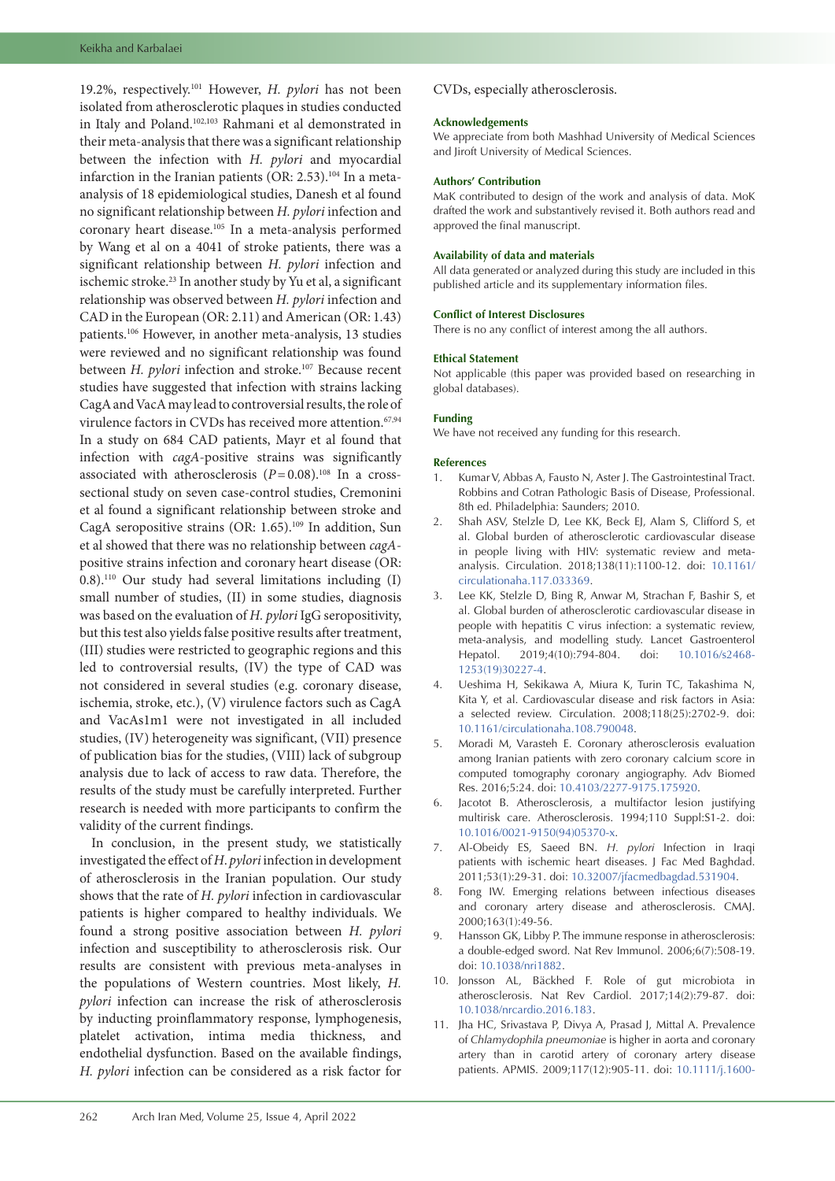19.2%, respectively.[101] However, *H. pylori* has not been isolated from atherosclerotic plaques in studies conducted in Italy and Poland.[102,103] Rahmani et al demonstrated in their meta-analysis that there was a significant relationship between the infection with *H. pylori* and myocardial infarction in the Iranian patients (OR: 2.53).[104] In a meta-analysis of 18 epidemiological studies, Danesh et al found no significant relationship between *H. pylori* infection and coronary heart disease.[105] In a meta-analysis performed by Wang et al on a 4041 of stroke patients, there was a significant relationship between *H. pylori* infection and ischemic stroke.[23] In another study by Yu et al, a significant relationship was observed between *H. pylori* infection and CAD in the European (OR: 2.11) and American (OR: 1.43) patients.[106] However, in another meta-analysis, 13 studies were reviewed and no significant relationship was found between *H. pylori* infection and stroke.[107] Because recent studies have suggested that infection with strains lacking CagA and VacA may lead to controversial results, the role of virulence factors in CVDs has received more attention.[67,94] In a study on 684 CAD patients, Mayr et al found that infection with *cagA*-positive strains was significantly associated with atherosclerosis ($P = 0.08$).[108] In a cross-sectional study on seven case-control studies, Cremonini et al found a significant relationship between stroke and CagA seropositive strains (OR: 1.65).[109] In addition, Sun et al showed that there was no relationship between *cagA*-positive strains infection and coronary heart disease (OR: 0.8).[110] Our study had several limitations including (I) small number of studies, (II) in some studies, diagnosis was based on the evaluation of *H. pylori* IgG seropositivity, but this test also yields false positive results after treatment, (III) studies were restricted to geographic regions and this led to controversial results, (IV) the type of CAD was not considered in several studies (e.g. coronary disease, ischemia, stroke, etc.), (V) virulence factors such as CagA and VacAs1m1 were not investigated in all included studies, (IV) heterogeneity was significant, (VII) presence of publication bias for the studies, (VIII) lack of subgroup analysis due to lack of access to raw data. Therefore, the results of the study must be carefully interpreted. Further research is needed with more participants to confirm the validity of the current findings.

In conclusion, in the present study, we statistically investigated the effect of *H. pylori* infection in development of atherosclerosis in the Iranian population. Our study shows that the rate of *H. pylori* infection in cardiovascular patients is higher compared to healthy individuals. We found a strong positive association between *H. pylori* infection and susceptibility to atherosclerosis risk. Our results are consistent with previous meta-analyses in the populations of Western countries. Most likely, *H. pylori* infection can increase the risk of atherosclerosis by inducting proinflammatory response, lymphogenesis, platelet activation, intima media thickness, and endothelial dysfunction. Based on the available findings, *H. pylori* infection can be considered as a risk factor for CVDs, especially atherosclerosis.

### Acknowledgements

We appreciate from both Mashhad University of Medical Sciences and Jiroft University of Medical Sciences.

### Authors' Contribution

MaK contributed to design of the work and analysis of data. MoK drafted the work and substantively revised it. Both authors read and approved the final manuscript.

### Availability of data and materials

All data generated or analyzed during this study are included in this published article and its supplementary information files.

### Conflict of Interest Disclosures

There is no any conflict of interest among the all authors.

### Ethical Statement

Not applicable (this paper was provided based on researching in global databases).

### Funding

We have not received any funding for this research.

### References

1. Kumar V, Abbas A, Fausto N, Aster J. The Gastrointestinal Tract. Robbins and Cotran Pathologic Basis of Disease, Professional. 8th ed. Philadelphia: Saunders; 2010.
2. Shah ASV, Stelzle D, Lee KK, Beck EJ, Alam S, Clifford S, et al. Global burden of atherosclerotic cardiovascular disease in people living with HIV: systematic review and meta-analysis. Circulation. 2018;138(11):1100-12. doi: 10.1161/circulationaha.117.033369.
3. Lee KK, Stelzle D, Bing R, Anwar M, Strachan F, Bashir S, et al. Global burden of atherosclerotic cardiovascular disease in people with hepatitis C virus infection: a systematic review, meta-analysis, and modelling study. Lancet Gastroenterol Hepatol. 2019;4(10):794-804. doi: 10.1016/s2468-1253(19)30227-4.
4. Ueshima H, Sekikawa A, Miura K, Turin TC, Takashima N, Kita Y, et al. Cardiovascular disease and risk factors in Asia: a selected review. Circulation. 2008;118(25):2702-9. doi: 10.1161/circulationaha.108.790048.
5. Moradi M, Varasteh E. Coronary atherosclerosis evaluation among Iranian patients with zero coronary calcium score in computed tomography coronary angiography. Adv Biomed Res. 2016;5:24. doi: 10.4103/2277-9175.175920.
6. Jacotot B. Atherosclerosis, a multifactor lesion justifying multirisk care. Atherosclerosis. 1994;110 Suppl:S1-2. doi: 10.1016/0021-9150(94)05370-x.
7. Al-Obeidy ES, Saeed BN. *H. pylori* Infection in Iraqi patients with ischemic heart diseases. J Fac Med Baghdad. 2011;53(1):29-31. doi: 10.32007/jfacmedbagdad.531904.
8. Fong IW. Emerging relations between infectious diseases and coronary artery disease and atherosclerosis. CMAJ. 2000;163(1):49-56.
9. Hansson GK, Libby P. The immune response in atherosclerosis: a double-edged sword. Nat Rev Immunol. 2006;6(7):508-19. doi: 10.1038/nri1882.
10. Jonsson AL, Bäckhed F. Role of gut microbiota in atherosclerosis. Nat Rev Cardiol. 2017;14(2):79-87. doi: 10.1038/nrcardio.2016.183.
11. Jha HC, Srivastava P, Divya A, Prasad J, Mittal A. Prevalence of *Chlamydophila pneumoniae* is higher in aorta and coronary artery than in carotid artery of coronary artery disease patients. APMIS. 2009;117(12):905-11. doi: 10.1111/j.1600-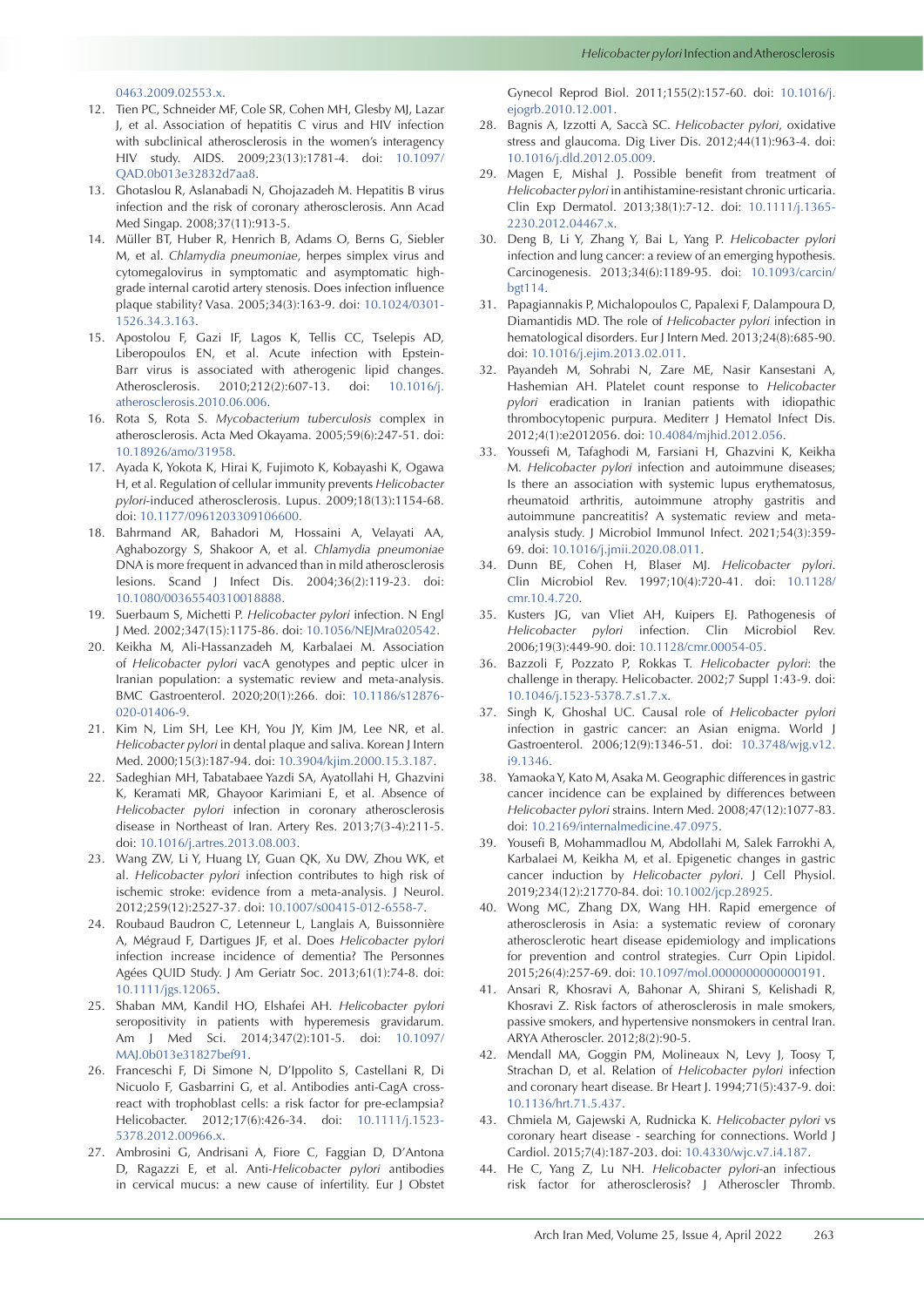0463.2009.02553.x.

12. Tien PC, Schneider MF, Cole SR, Cohen MH, Glesby MJ, Lazar J, et al. Association of hepatitis C virus and HIV infection with subclinical atherosclerosis in the women's interagency HIV study. AIDS. 2009;23(13):1781-4. doi: 10.1097/QAD.0b013e32832d7aa8.
13. Ghotaslou R, Aslanabadi N, Ghojazadeh M. Hepatitis B virus infection and the risk of coronary atherosclerosis. Ann Acad Med Singap. 2008;37(11):913-5.
14. Müller BT, Huber R, Henrich B, Adams O, Berns G, Siebler M, et al. *Chlamydia pneumoniae*, herpes simplex virus and cytomegalovirus in symptomatic and asymptomatic high-grade internal carotid artery stenosis. Does infection influence plaque stability? Vasa. 2005;34(3):163-9. doi: 10.1024/0301-1526.34.3.163.
15. Apostolou F, Gazi IF, Lagos K, Tellis CC, Tselepis AD, Liberopoulos EN, et al. Acute infection with Epstein-Barr virus is associated with atherogenic lipid changes. Atherosclerosis. 2010;212(2):607-13. doi: 10.1016/j.atherosclerosis.2010.06.006.
16. Rota S, Rota S. *Mycobacterium tuberculosis* complex in atherosclerosis. Acta Med Okayama. 2005;59(6):247-51. doi: 10.18926/amo/31958.
17. Ayada K, Yokota K, Hirai K, Fujimoto K, Kobayashi K, Ogawa H, et al. Regulation of cellular immunity prevents *Helicobacter pylori*-induced atherosclerosis. Lupus. 2009;18(13):1154-68. doi: 10.1177/0961203309106600.
18. Bahrmand AR, Bahadori M, Hossaini A, Velayati AA, Aghabozorgy S, Shakoor A, et al. *Chlamydia pneumoniae* DNA is more frequent in advanced than in mild atherosclerosis lesions. Scand J Infect Dis. 2004;36(2):119-23. doi: 10.1080/00365540310018888.
19. Suerbaum S, Michetti P. *Helicobacter pylori* infection. N Engl J Med. 2002;347(15):1175-86. doi: 10.1056/NEJMra020542.
20. Keikha M, Ali-Hassanzadeh M, Karbalaei M. Association of *Helicobacter pylori* vacA genotypes and peptic ulcer in Iranian population: a systematic review and meta-analysis. BMC Gastroenterol. 2020;20(1):266. doi: 10.1186/s12876-020-01406-9.
21. Kim N, Lim SH, Lee KH, You JY, Kim JM, Lee NR, et al. *Helicobacter pylori* in dental plaque and saliva. Korean J Intern Med. 2000;15(3):187-94. doi: 10.3904/kjim.2000.15.3.187.
22. Sadeghian MH, Tabatabaee Yazdi SA, Ayatollahi H, Ghazvini K, Keramati MR, Ghayoor Karimiani E, et al. Absence of *Helicobacter pylori* infection in coronary atherosclerosis disease in Northeast of Iran. Artery Res. 2013;7(3-4):211-5. doi: 10.1016/j.artres.2013.08.003.
23. Wang ZW, Li Y, Huang LY, Guan QK, Xu DW, Zhou WK, et al. *Helicobacter pylori* infection contributes to high risk of ischemic stroke: evidence from a meta-analysis. J Neurol. 2012;259(12):2527-37. doi: 10.1007/s00415-012-6558-7.
24. Roubaud Baudron C, Letenneur L, Langlais A, Buissonnière A, Mégraud F, Dartigues JF, et al. Does *Helicobacter pylori* infection increase incidence of dementia? The Personnes Agées QUID Study. J Am Geriatr Soc. 2013;61(1):74-8. doi: 10.1111/jgs.12065.
25. Shaban MM, Kandil HO, Elshafei AH. *Helicobacter pylori* seropositivity in patients with hyperemesis gravidarum. Am J Med Sci. 2014;347(2):101-5. doi: 10.1097/MAJ.0b013e31827bef91.
26. Franceschi F, Di Simone N, D'Ippolito S, Castellani R, Di Nicuolo F, Gasbarrini G, et al. Antibodies anti-CagA cross-react with trophoblast cells: a risk factor for pre-eclampsia? Helicobacter. 2012;17(6):426-34. doi: 10.1111/j.1523-5378.2012.00966.x.
27. Ambrosini G, Andrisani A, Fiore C, Faggian D, D'Antona D, Ragazzi E, et al. Anti-*Helicobacter pylori* antibodies in cervical mucus: a new cause of infertility. Eur J Obstet Gynecol Reprod Biol. 2011;155(2):157-60. doi: 10.1016/j.ejogrb.2010.12.001.
28. Bagnis A, Izzotti A, Saccà SC. *Helicobacter pylori*, oxidative stress and glaucoma. Dig Liver Dis. 2012;44(11):963-4. doi: 10.1016/j.dld.2012.05.009.
29. Magen E, Mishal J. Possible benefit from treatment of *Helicobacter pylori* in antihistamine-resistant chronic urticaria. Clin Exp Dermatol. 2013;38(1):7-12. doi: 10.1111/j.1365-2230.2012.04467.x.
30. Deng B, Li Y, Zhang Y, Bai L, Yang P. *Helicobacter pylori* infection and lung cancer: a review of an emerging hypothesis. Carcinogenesis. 2013;34(6):1189-95. doi: 10.1093/carcin/bgt114.
31. Papagiannakis P, Michalopoulos C, Papalexi F, Dalampoura D, Diamantidis MD. The role of *Helicobacter pylori* infection in hematological disorders. Eur J Intern Med. 2013;24(8):685-90. doi: 10.1016/j.ejim.2013.02.011.
32. Payandeh M, Sohrabi N, Zare ME, Nasir Kansestani A, Hashemian AH. Platelet count response to *Helicobacter pylori* eradication in Iranian patients with idiopathic thrombocytopenic purpura. Mediterr J Hematol Infect Dis. 2012;4(1):e2012056. doi: 10.4084/mjhid.2012.056.
33. Youssefi M, Tafaghodi M, Farsiani H, Ghazvini K, Keikha M. *Helicobacter pylori* infection and autoimmune diseases; Is there an association with systemic lupus erythematosus, rheumatoid arthritis, autoimmune atrophy gastritis and autoimmune pancreatitis? A systematic review and meta-analysis study. J Microbiol Immunol Infect. 2021;54(3):359-69. doi: 10.1016/j.jmii.2020.08.011.
34. Dunn BE, Cohen H, Blaser MJ. *Helicobacter pylori*. Clin Microbiol Rev. 1997;10(4):720-41. doi: 10.1128/cmr.10.4.720.
35. Kusters JG, van Vliet AH, Kuipers EJ. Pathogenesis of *Helicobacter pylori* infection. Clin Microbiol Rev. 2006;19(3):449-90. doi: 10.1128/cmr.00054-05.
36. Bazzoli F, Pozzato P, Rokkas T. *Helicobacter pylori*: the challenge in therapy. Helicobacter. 2002;7 Suppl 1:43-9. doi: 10.1046/j.1523-5378.7.s1.7.x.
37. Singh K, Ghoshal UC. Causal role of *Helicobacter pylori* infection in gastric cancer: an Asian enigma. World J Gastroenterol. 2006;12(9):1346-51. doi: 10.3748/wjg.v12.i9.1346.
38. Yamaoka Y, Kato M, Asaka M. Geographic differences in gastric cancer incidence can be explained by differences between *Helicobacter pylori* strains. Intern Med. 2008;47(12):1077-83. doi: 10.2169/internalmedicine.47.0975.
39. Yousefi B, Mohammadlou M, Abdollahi M, Salek Farrokhi A, Karbalaei M, Keikha M, et al. Epigenetic changes in gastric cancer induction by *Helicobacter pylori*. J Cell Physiol. 2019;234(12):21770-84. doi: 10.1002/jcp.28925.
40. Wong MC, Zhang DX, Wang HH. Rapid emergence of atherosclerosis in Asia: a systematic review of coronary atherosclerotic heart disease epidemiology and implications for prevention and control strategies. Curr Opin Lipidol. 2015;26(4):257-69. doi: 10.1097/mol.0000000000000191.
41. Ansari R, Khosravi A, Bahonar A, Shirani S, Kelishadi R, Khosravi Z. Risk factors of atherosclerosis in male smokers, passive smokers, and hypertensive nonsmokers in central Iran. ARYA Atheroscler. 2012;8(2):90-5.
42. Mendall MA, Goggin PM, Molineaux N, Levy J, Toosy T, Strachan D, et al. Relation of *Helicobacter pylori* infection and coronary heart disease. Br Heart J. 1994;71(5):437-9. doi: 10.1136/hrt.71.5.437.
43. Chmiela M, Gajewski A, Rudnicka K. *Helicobacter pylori* vs coronary heart disease - searching for connections. World J Cardiol. 2015;7(4):187-203. doi: 10.4330/wjc.v7.i4.187.
44. He C, Yang Z, Lu NH. *Helicobacter pylori*-an infectious risk factor for atherosclerosis? J Atheroscler Thromb.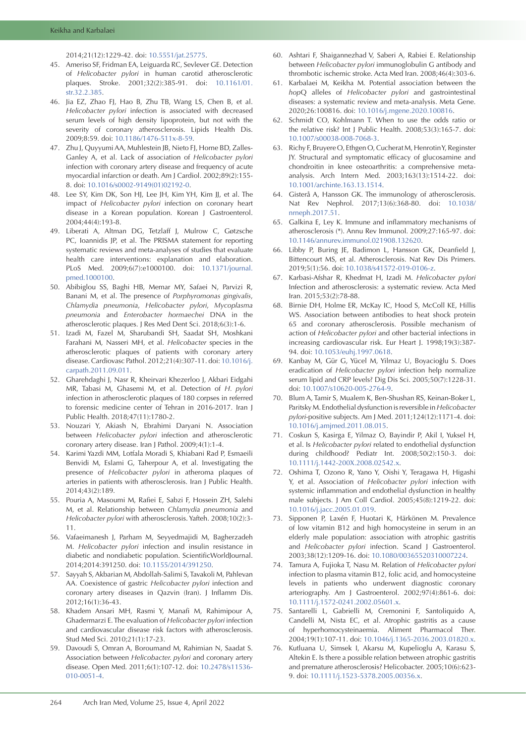2014;21(12):1229-42. doi: 10.5551/jat.25775.

45. Ameriso SF, Fridman EA, Leiguarda RC, Sevlever GE. Detection of *Helicobacter pylori* in human carotid atherosclerotic plaques. Stroke. 2001;32(2):385-91. doi: 10.1161/01.str.32.2.385.
46. Jia EZ, Zhao FJ, Hao B, Zhu TB, Wang LS, Chen B, et al. *Helicobacter pylori* infection is associated with decreased serum levels of high density lipoprotein, but not with the severity of coronary atherosclerosis. Lipids Health Dis. 2009;8:59. doi: 10.1186/1476-511x-8-59.
47. Zhu J, Quyyumi AA, Muhlestein JB, Nieto FJ, Horne BD, Zalles-Ganley A, et al. Lack of association of *Helicobacter pylori* infection with coronary artery disease and frequency of acute myocardial infarction or death. Am J Cardiol. 2002;89(2):155-8. doi: 10.1016/s0002-9149(01)02192-0.
48. Lee SY, Kim DK, Son HJ, Lee JH, Kim YH, Kim JJ, et al. The impact of *Helicobacter pylori* infection on coronary heart disease in a Korean population. Korean J Gastroenterol. 2004;44(4):193-8.
49. Liberati A, Altman DG, Tetzlaff J, Mulrow C, Gøtzsche PC, Ioannidis JP, et al. The PRISMA statement for reporting systematic reviews and meta-analyses of studies that evaluate health care interventions: explanation and elaboration. PLoS Med. 2009;6(7):e1000100. doi: 10.1371/journal.pmed.1000100.
50. Abibiglou SS, Baghi HB, Memar MY, Safaei N, Parvizi R, Banani M, et al. The presence of *Porphyromonas gingivalis*, *Chlamydia pneumonia*, *Helicobacter pylori*, *Mycoplasma pneumonia* and *Enterobacter hormaechei* DNA in the atherosclerotic plaques. J Res Med Dent Sci. 2018;6(3):1-6.
51. Izadi M, Fazel M, Sharubandi SH, Saadat SH, Moshkani Farahani M, Nasseri MH, et al. *Helicobacter* species in the atherosclerotic plaques of patients with coronary artery disease. Cardiovasc Pathol. 2012;21(4):307-11. doi: 10.1016/j.carpath.2011.09.011.
52. Gharehdaghi J, Nasr R, Kheirvari Khezerloo J, Akbari Eidgahi MR, Taghi M, Ghasemi M, et al. Detection of *H. pylori* infection in atherosclerotic plaques of 180 corpses in referred to forensic medicine center of Tehran in 2016-2017. Iran J Public Health. 2018;47(11):1780-2.
53. Nouzari Y, Akiash N, Ebrahimi Daryani N. Association between *Helicobacter pylori* infection and atherosclerotic coronary artery disease. Iran J Pathol. 2009;4(1):1-4.
54. Karimi Yazdi MM, Lotfala Moradi S, Khiabani Rad P, Esmaeili Benvidi M, Eslami G, Taherpour A, et al. Investigating the presence of *Helicobacter pylori* in atheroma plaques of arteries in patients with atherosclerosis. Iran J Public Health. 2014;43(2):189.
55. Pouria A, Masoumi M, Rafiei E, Sabzi F, Hossein ZH, Salehi M, et al. Relationship between *Chlamydia pneumonia* and *Helicobacter pylori* with atherosclerosis. Yafteh. 2008;10(2):3-11.
56. Vafaeimanesh J, Parham M, Seyyedmajidi M, Bagherzadeh M. *Helicobacter pylori* infection and insulin resistance in diabetic and nondiabetic population. ScientificWorldJournal. 2014;2014:391250. doi: 10.1155/2014/391250.
57. Sayyah S, Akbarian M, Abdollah-Salimi S, Tavakoli M, Pahlevan AA. Coexistence of gastric *Helicobacter pylori* infection and coronary artery diseases in Qazvin (Iran). J Inflamm Dis. 2012;16(1):36-43.
58. Khadem Ansari MH, Rasmi Y, Manafi M, Rahimipour A, Ghadermarzi E. The evaluation of *Helicobacter pylori* infection and cardiovascular disease risk factors with atherosclerosis. Stud Med Sci. 2010;21(1):17-23.
59. Davoudi S, Omran A, Boroumand M, Rahimian N, Saadat S. Association between *Helicobacter. pylori* and coronary artery disease. Open Med. 2011;6(1):107-12. doi: 10.2478/s11536-010-0051-4.
60. Ashtari F, Shaigannezhad V, Saberi A, Rabiei E. Relationship between *Helicobacter pylori* immunoglobulin G antibody and thrombotic ischemic stroke. Acta Med Iran. 2008;46(4):303-6.
61. Karbalaei M, Keikha M. Potential association between the *hopQ* alleles of *Helicobacter pylori* and gastrointestinal diseases: a systematic review and meta-analysis. Meta Gene. 2020;26:100816. doi: 10.1016/j.mgene.2020.100816.
62. Schmidt CO, Kohlmann T. When to use the odds ratio or the relative risk? Int J Public Health. 2008;53(3):165-7. doi: 10.1007/s00038-008-7068-3.
63. Richy F, Bruyere O, Ethgen O, Cucherat M, Henrotin Y, Reginster JY. Structural and symptomatic efficacy of glucosamine and chondroitin in knee osteoarthritis: a comprehensive meta-analysis. Arch Intern Med. 2003;163(13):1514-22. doi: 10.1001/archinte.163.13.1514.
64. Gisterå A, Hansson GK. The immunology of atherosclerosis. Nat Rev Nephrol. 2017;13(6):368-80. doi: 10.1038/nrneph.2017.51.
65. Galkina E, Ley K. Immune and inflammatory mechanisms of atherosclerosis (*). Annu Rev Immunol. 2009;27:165-97. doi: 10.1146/annurev.immunol.021908.132620.
66. Libby P, Buring JE, Badimon L, Hansson GK, Deanfield J, Bittencourt MS, et al. Atherosclerosis. Nat Rev Dis Primers. 2019;5(1):56. doi: 10.1038/s41572-019-0106-z.
67. Karbasi-Afshar R, Khedmat H, Izadi M. *Helicobacter pylori* Infection and atherosclerosis: a systematic review. Acta Med Iran. 2015;53(2):78-88.
68. Birnie DH, Holme ER, McKay IC, Hood S, McColl KE, Hillis WS. Association between antibodies to heat shock protein 65 and coronary atherosclerosis. Possible mechanism of action of *Helicobacter pylori* and other bacterial infections in increasing cardiovascular risk. Eur Heart J. 1998;19(3):387-94. doi: 10.1053/euhj.1997.0618.
69. Kanbay M, Gür G, Yücel M, Yilmaz U, Boyacioğlu S. Does eradication of *Helicobacter pylori* infection help normalize serum lipid and CRP levels? Dig Dis Sci. 2005;50(7):1228-31. doi: 10.1007/s10620-005-2764-9.
70. Blum A, Tamir S, Mualem K, Ben-Shushan RS, Keinan-Boker L, Paritsky M. Endothelial dysfunction is reversible in *Helicobacter pylori*-positive subjects. Am J Med. 2011;124(12):1171-4. doi: 10.1016/j.amjmed.2011.08.015.
71. Coskun S, Kasirga E, Yilmaz O, Bayindir P, Akil I, Yuksel H, et al. Is *Helicobacter pylori* related to endothelial dysfunction during childhood? Pediatr Int. 2008;50(2):150-3. doi: 10.1111/j.1442-200X.2008.02542.x.
72. Oshima T, Ozono R, Yano Y, Oishi Y, Teragawa H, Higashi Y, et al. Association of *Helicobacter pylori* infection with systemic inflammation and endothelial dysfunction in healthy male subjects. J Am Coll Cardiol. 2005;45(8):1219-22. doi: 10.1016/j.jacc.2005.01.019.
73. Sipponen P, Laxén F, Huotari K, Härkönen M. Prevalence of low vitamin B12 and high homocysteine in serum in an elderly male population: association with atrophic gastritis and *Helicobacter pylori* infection. Scand J Gastroenterol. 2003;38(12):1209-16. doi: 10.1080/00365520310007224.
74. Tamura A, Fujioka T, Nasu M. Relation of *Helicobacter pylori* infection to plasma vitamin B12, folic acid, and homocysteine levels in patients who underwent diagnostic coronary arteriography. Am J Gastroenterol. 2002;97(4):861-6. doi: 10.1111/j.1572-0241.2002.05601.x.
75. Santarelli L, Gabrielli M, Cremonini F, Santoliquido A, Candelli M, Nista EC, et al. Atrophic gastritis as a cause of hyperhomocysteinaemia. Aliment Pharmacol Ther. 2004;19(1):107-11. doi: 10.1046/j.1365-2036.2003.01820.x.
76. Kutluana U, Simsek I, Akarsu M, Kupelioglu A, Karasu S, Altekin E. Is there a possible relation between atrophic gastritis and premature atherosclerosis? Helicobacter. 2005;10(6):623-9. doi: 10.1111/j.1523-5378.2005.00356.x.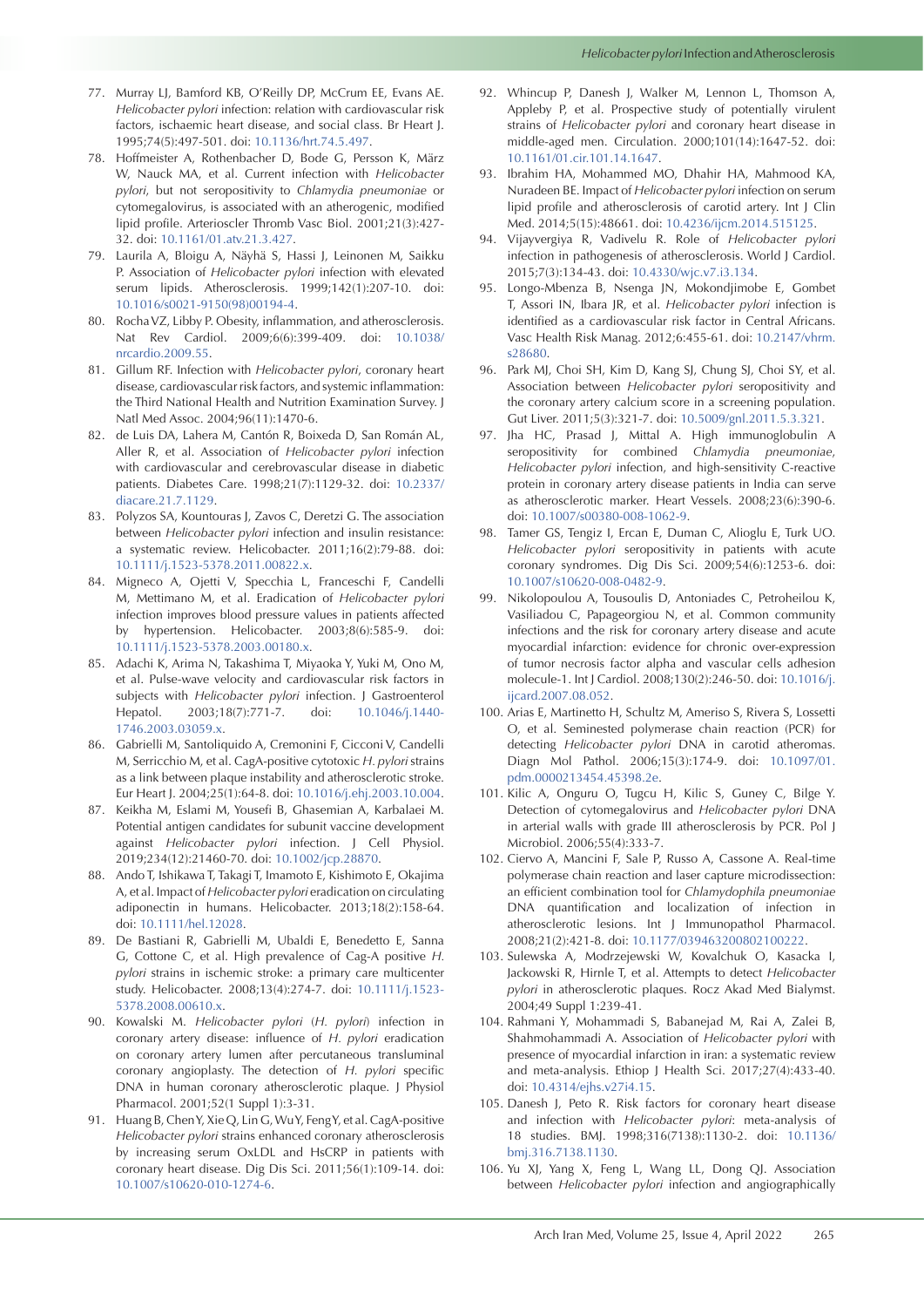77. Murray LJ, Bamford KB, O'Reilly DP, McCrum EE, Evans AE. *Helicobacter pylori* infection: relation with cardiovascular risk factors, ischaemic heart disease, and social class. Br Heart J. 1995;74(5):497-501. doi: 10.1136/hrt.74.5.497.
78. Hoffmeister A, Rothenbacher D, Bode G, Persson K, März W, Nauck MA, et al. Current infection with *Helicobacter pylori*, but not seropositivity to *Chlamydia pneumoniae* or cytomegalovirus, is associated with an atherogenic, modified lipid profile. Arterioscler Thromb Vasc Biol. 2001;21(3):427-32. doi: 10.1161/01.atv.21.3.427.
79. Laurila A, Bloigu A, Näyhä S, Hassi J, Leinonen M, Saikku P. Association of *Helicobacter pylori* infection with elevated serum lipids. Atherosclerosis. 1999;142(1):207-10. doi: 10.1016/s0021-9150(98)00194-4.
80. Rocha VZ, Libby P. Obesity, inflammation, and atherosclerosis. Nat Rev Cardiol. 2009;6(6):399-409. doi: 10.1038/nrcardio.2009.55.
81. Gillum RF. Infection with *Helicobacter pylori*, coronary heart disease, cardiovascular risk factors, and systemic inflammation: the Third National Health and Nutrition Examination Survey. J Natl Med Assoc. 2004;96(11):1470-6.
82. de Luis DA, Lahera M, Cantón R, Boixeda D, San Román AL, Aller R, et al. Association of *Helicobacter pylori* infection with cardiovascular and cerebrovascular disease in diabetic patients. Diabetes Care. 1998;21(7):1129-32. doi: 10.2337/diacare.21.7.1129.
83. Polyzos SA, Kountouras J, Zavos C, Deretzi G. The association between *Helicobacter pylori* infection and insulin resistance: a systematic review. Helicobacter. 2011;16(2):79-88. doi: 10.1111/j.1523-5378.2011.00822.x.
84. Migneco A, Ojetti V, Specchia L, Franceschi F, Candelli M, Mettimano M, et al. Eradication of *Helicobacter pylori* infection improves blood pressure values in patients affected by hypertension. Helicobacter. 2003;8(6):585-9. doi: 10.1111/j.1523-5378.2003.00180.x.
85. Adachi K, Arima N, Takashima T, Miyaoka Y, Yuki M, Ono M, et al. Pulse-wave velocity and cardiovascular risk factors in subjects with *Helicobacter pylori* infection. J Gastroenterol Hepatol. 2003;18(7):771-7. doi: 10.1046/j.1440-1746.2003.03059.x.
86. Gabrielli M, Santoliquido A, Cremonini F, Cicconi V, Candelli M, Serricchio M, et al. CagA-positive cytotoxic *H. pylori* strains as a link between plaque instability and atherosclerotic stroke. Eur Heart J. 2004;25(1):64-8. doi: 10.1016/j.ehj.2003.10.004.
87. Keikha M, Eslami M, Yousefi B, Ghasemian A, Karbalaei M. Potential antigen candidates for subunit vaccine development against *Helicobacter pylori* infection. J Cell Physiol. 2019;234(12):21460-70. doi: 10.1002/jcp.28870.
88. Ando T, Ishikawa T, Takagi T, Imamoto E, Kishimoto E, Okajima A, et al. Impact of *Helicobacter pylori* eradication on circulating adiponectin in humans. Helicobacter. 2013;18(2):158-64. doi: 10.1111/hel.12028.
89. De Bastiani R, Gabrielli M, Ubaldi E, Benedetto E, Sanna G, Cottone C, et al. High prevalence of Cag-A positive *H. pylori* strains in ischemic stroke: a primary care multicenter study. Helicobacter. 2008;13(4):274-7. doi: 10.1111/j.1523-5378.2008.00610.x.
90. Kowalski M. *Helicobacter pylori* (*H. pylori*) infection in coronary artery disease: influence of *H. pylori* eradication on coronary artery lumen after percutaneous transluminal coronary angioplasty. The detection of *H. pylori* specific DNA in human coronary atherosclerotic plaque. J Physiol Pharmacol. 2001;52(1 Suppl 1):3-31.
91. Huang B, Chen Y, Xie Q, Lin G, Wu Y, Feng Y, et al. CagA-positive *Helicobacter pylori* strains enhanced coronary atherosclerosis by increasing serum OxLDL and HsCRP in patients with coronary heart disease. Dig Dis Sci. 2011;56(1):109-14. doi: 10.1007/s10620-010-1274-6.
92. Whincup P, Danesh J, Walker M, Lennon L, Thomson A, Appleby P, et al. Prospective study of potentially virulent strains of *Helicobacter pylori* and coronary heart disease in middle-aged men. Circulation. 2000;101(14):1647-52. doi: 10.1161/01.cir.101.14.1647.
93. Ibrahim HA, Mohammed MO, Dhahir HA, Mahmood KA, Nuradeen BE. Impact of *Helicobacter pylori* infection on serum lipid profile and atherosclerosis of carotid artery. Int J Clin Med. 2014;5(15):48661. doi: 10.4236/ijcm.2014.515125.
94. Vijayvergiya R, Vadivelu R. Role of *Helicobacter pylori* infection in pathogenesis of atherosclerosis. World J Cardiol. 2015;7(3):134-43. doi: 10.4330/wjc.v7.i3.134.
95. Longo-Mbenza B, Nsenga JN, Mokondjimobe E, Gombet T, Assori IN, Ibara JR, et al. *Helicobacter pylori* infection is identified as a cardiovascular risk factor in Central Africans. Vasc Health Risk Manag. 2012;6:455-61. doi: 10.2147/vhrm.s28680.
96. Park MJ, Choi SH, Kim D, Kang SJ, Chung SJ, Choi SY, et al. Association between *Helicobacter pylori* seropositivity and the coronary artery calcium score in a screening population. Gut Liver. 2011;5(3):321-7. doi: 10.5009/gnl.2011.5.3.321.
97. Jha HC, Prasad J, Mittal A. High immunoglobulin A seropositivity for combined *Chlamydia pneumoniae*, *Helicobacter pylori* infection, and high-sensitivity C-reactive protein in coronary artery disease patients in India can serve as atherosclerotic marker. Heart Vessels. 2008;23(6):390-6. doi: 10.1007/s00380-008-1062-9.
98. Tamer GS, Tengiz I, Ercan E, Duman C, Alioglu E, Turk UO. *Helicobacter pylori* seropositivity in patients with acute coronary syndromes. Dig Dis Sci. 2009;54(6):1253-6. doi: 10.1007/s10620-008-0482-9.
99. Nikolopoulou A, Tousoulis D, Antoniades C, Petroheilou K, Vasiliadou C, Papageorgiou N, et al. Common community infections and the risk for coronary artery disease and acute myocardial infarction: evidence for chronic over-expression of tumor necrosis factor alpha and vascular cells adhesion molecule-1. Int J Cardiol. 2008;130(2):246-50. doi: 10.1016/j.ijcard.2007.08.052.
100. Arias E, Martinetto H, Schultz M, Ameriso S, Rivera S, Lossetti O, et al. Seminested polymerase chain reaction (PCR) for detecting *Helicobacter pylori* DNA in carotid atheromas. Diagn Mol Pathol. 2006;15(3):174-9. doi: 10.1097/01.pdm.0000213454.45398.2e.
101. Kilic A, Onguru O, Tugcu H, Kilic S, Guney C, Bilge Y. Detection of cytomegalovirus and *Helicobacter pylori* DNA in arterial walls with grade III atherosclerosis by PCR. Pol J Microbiol. 2006;55(4):333-7.
102. Ciervo A, Mancini F, Sale P, Russo A, Cassone A. Real-time polymerase chain reaction and laser capture microdissection: an efficient combination tool for *Chlamydophila pneumoniae* DNA quantification and localization of infection in atherosclerotic lesions. Int J Immunopathol Pharmacol. 2008;21(2):421-8. doi: 10.1177/039463200802100222.
103. Sulewska A, Modrzejewski W, Kovalchuk O, Kasacka I, Jackowski R, Hirnle T, et al. Attempts to detect *Helicobacter pylori* in atherosclerotic plaques. Rocz Akad Med Bialymst. 2004;49 Suppl 1:239-41.
104. Rahmani Y, Mohammadi S, Babanejad M, Rai A, Zalei B, Shahmohammadi A. Association of *Helicobacter pylori* with presence of myocardial infarction in iran: a systematic review and meta-analysis. Ethiop J Health Sci. 2017;27(4):433-40. doi: 10.4314/ejhs.v27i4.15.
105. Danesh J, Peto R. Risk factors for coronary heart disease and infection with *Helicobacter pylori*: meta-analysis of 18 studies. BMJ. 1998;316(7138):1130-2. doi: 10.1136/bmj.316.7138.1130.
106. Yu XJ, Yang X, Feng L, Wang LL, Dong QJ. Association between *Helicobacter pylori* infection and angiographically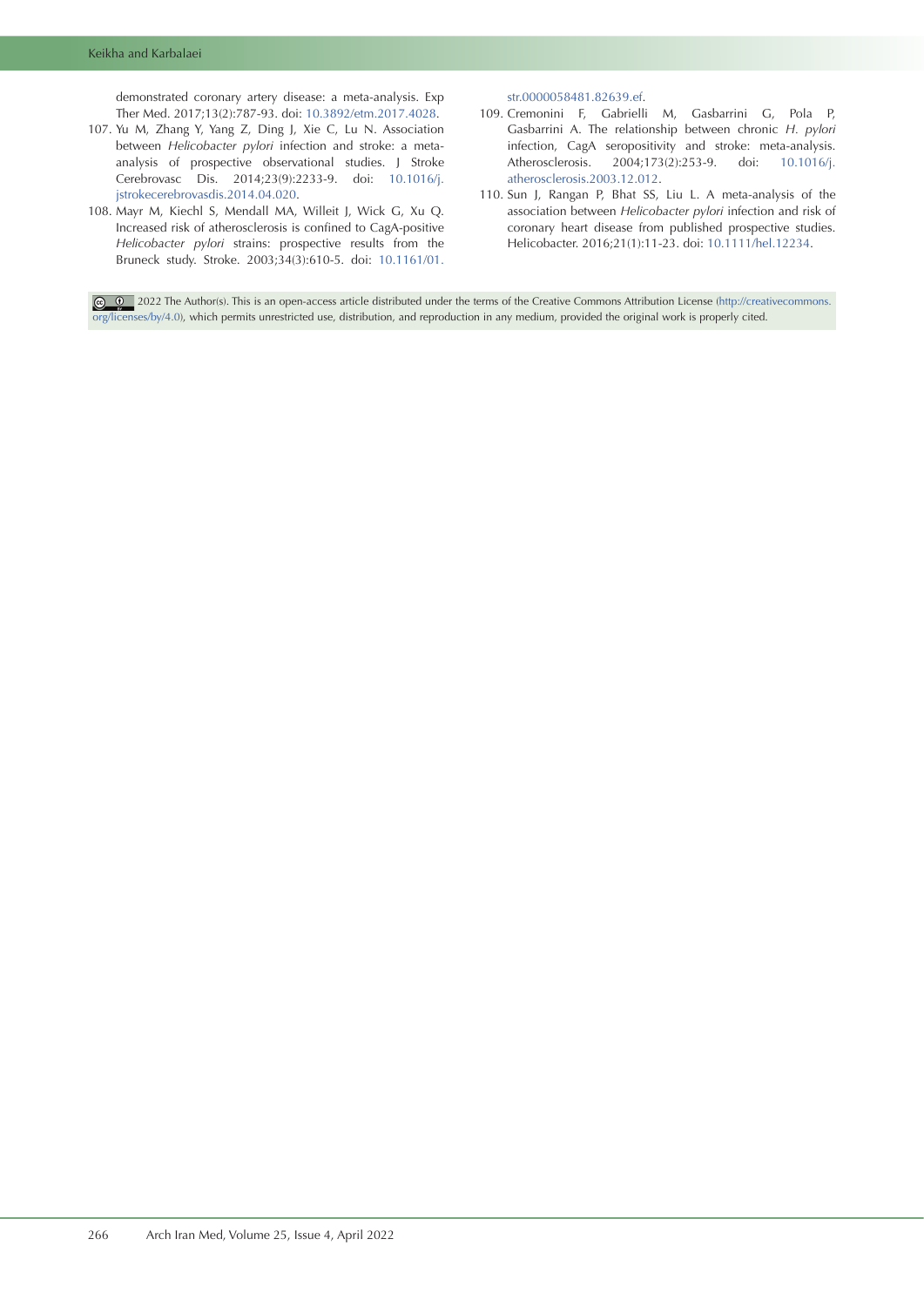demonstrated coronary artery disease: a meta-analysis. Exp Ther Med. 2017;13(2):787-93. doi: 10.3892/etm.2017.4028.

107. Yu M, Zhang Y, Yang Z, Ding J, Xie C, Lu N. Association between *Helicobacter pylori* infection and stroke: a meta-analysis of prospective observational studies. J Stroke Cerebrovasc Dis. 2014;23(9):2233-9. doi: 10.1016/j.jstrokecerebrovasdis.2014.04.020.
108. Mayr M, Kiechl S, Mendall MA, Willeit J, Wick G, Xu Q. Increased risk of atherosclerosis is confined to CagA-positive *Helicobacter pylori* strains: prospective results from the Bruneck study. Stroke. 2003;34(3):610-5. doi: 10.1161/01.str.0000058481.82639.ef.
109. Cremonini F, Gabrielli M, Gasbarrini G, Pola P, Gasbarrini A. The relationship between chronic *H. pylori* infection, CagA seropositivity and stroke: meta-analysis. Atherosclerosis. 2004;173(2):253-9. doi: 10.1016/j.atherosclerosis.2003.12.012.
110. Sun J, Rangan P, Bhat SS, Liu L. A meta-analysis of the association between *Helicobacter pylori* infection and risk of coronary heart disease from published prospective studies. Helicobacter. 2016;21(1):11-23. doi: 10.1111/hel.12234.

© 2022 The Author(s). This is an open-access article distributed under the terms of the Creative Commons Attribution License (http://creativecommons.org/licenses/by/4.0), which permits unrestricted use, distribution, and reproduction in any medium, provided the original work is properly cited.